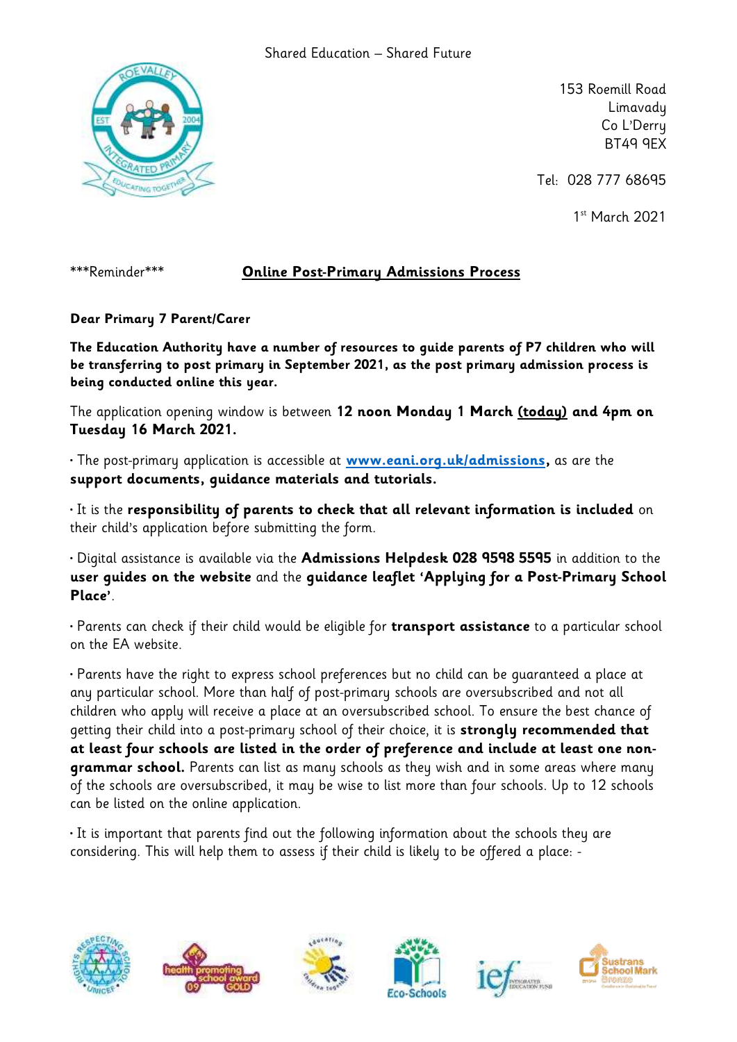Shared Education – Shared Future

153 Roemill Road
Limavady
Co L'Derry
BT49 9EX

Tel: 028 777 68695

1st March 2021

\*\*\*Reminder\*\*\*

## Online Post-Primary Admissions Process

**Dear Primary 7 Parent/Carer**

**The Education Authority have a number of resources to guide parents of P7 children who will be transferring to post primary in September 2021, as the post primary admission process is being conducted online this year.**

The application opening window is between **12 noon Monday 1 March (today) and 4pm on Tuesday 16 March 2021.**

- The post-primary application is accessible at **www.eani.org.uk/admissions,** as are the **support documents, guidance materials and tutorials.**

- It is the **responsibility of parents to check that all relevant information is included** on their child's application before submitting the form.

- Digital assistance is available via the **Admissions Helpdesk 028 9598 5595** in addition to the **user guides on the website** and the **guidance leaflet 'Applying for a Post-Primary School Place'**.

- Parents can check if their child would be eligible for **transport assistance** to a particular school on the EA website.

- Parents have the right to express school preferences but no child can be guaranteed a place at any particular school. More than half of post-primary schools are oversubscribed and not all children who apply will receive a place at an oversubscribed school. To ensure the best chance of getting their child into a post-primary school of their choice, it is **strongly recommended that at least four schools are listed in the order of preference and include at least one non-grammar school.** Parents can list as many schools as they wish and in some areas where many of the schools are oversubscribed, it may be wise to list more than four schools. Up to 12 schools can be listed on the online application.

- It is important that parents find out the following information about the schools they are considering. This will help them to assess if their child is likely to be offered a place: -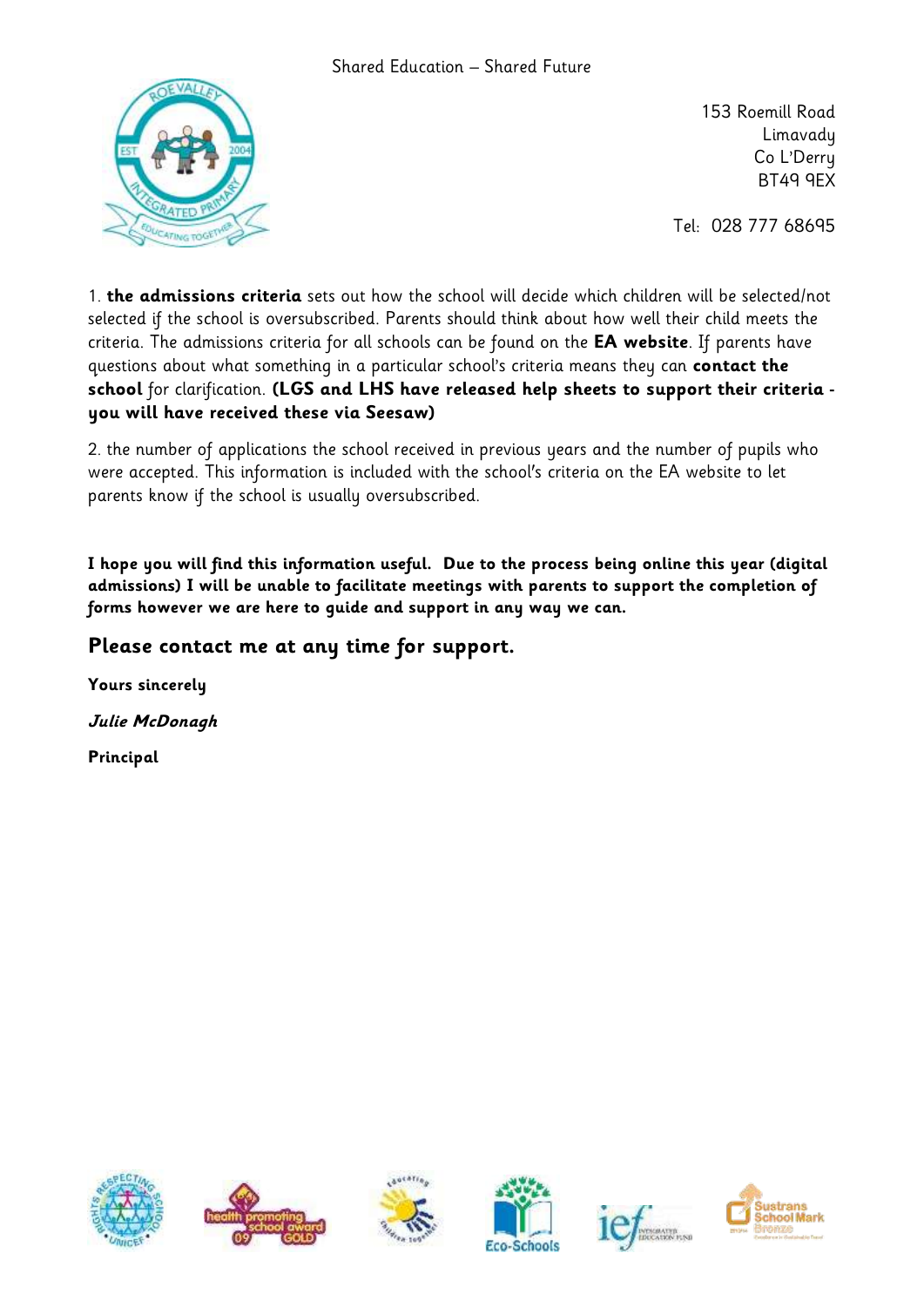Shared Education – Shared Future

153 Roemill Road
Limavady
Co L'Derry
BT49 9EX

Tel: 028 777 68695

1. **the admissions criteria** sets out how the school will decide which children will be selected/not selected if the school is oversubscribed. Parents should think about how well their child meets the criteria. The admissions criteria for all schools can be found on the **EA website**. If parents have questions about what something in a particular school's criteria means they can **contact the school** for clarification. **(LGS and LHS have released help sheets to support their criteria - you will have received these via Seesaw)**

2. the number of applications the school received in previous years and the number of pupils who were accepted. This information is included with the school's criteria on the EA website to let parents know if the school is usually oversubscribed.

**I hope you will find this information useful. Due to the process being online this year (digital admissions) I will be unable to facilitate meetings with parents to support the completion of forms however we are here to guide and support in any way we can.**

**Please contact me at any time for support.**

**Yours sincerely**

***Julie McDonagh***

**Principal**